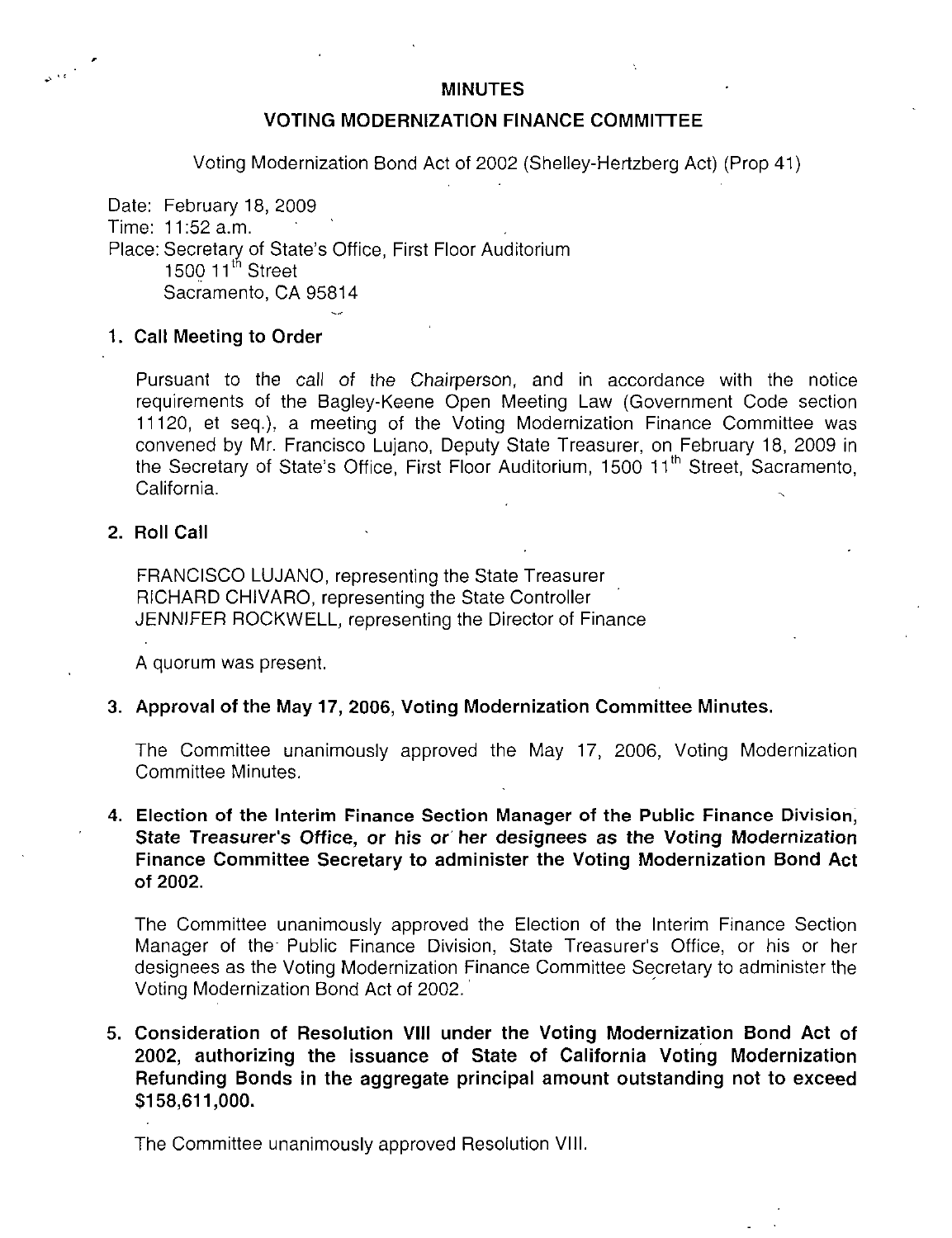# MINUTES

## VOTING MODERNIZATION FINANCE COMMITTEE

Voting Modernization Bond Act of 2002 (Shelley-Hertzberg Act) (Prop 41)

Date: February 18, 2009
Time: 11:52 a.m.
Place: Secretary of State's Office, First Floor Auditorium
1500 11th Street
Sacramento, CA 95814

### 1. Call Meeting to Order

Pursuant to the call of the Chairperson, and in accordance with the notice requirements of the Bagley-Keene Open Meeting Law (Government Code section 11120, et seq.), a meeting of the Voting Modernization Finance Committee was convened by Mr. Francisco Lujano, Deputy State Treasurer, on February 18, 2009 in the Secretary of State's Office, First Floor Auditorium, 1500 11th Street, Sacramento, California.

### 2. Roll Call

FRANCISCO LUJANO, representing the State Treasurer
RICHARD CHIVARO, representing the State Controller
JENNIFER ROCKWELL, representing the Director of Finance

A quorum was present.

### 3. Approval of the May 17, 2006, Voting Modernization Committee Minutes.

The Committee unanimously approved the May 17, 2006, Voting Modernization Committee Minutes.

### 4. Election of the Interim Finance Section Manager of the Public Finance Division, State Treasurer's Office, or his or her designees as the Voting Modernization Finance Committee Secretary to administer the Voting Modernization Bond Act of 2002.

The Committee unanimously approved the Election of the Interim Finance Section Manager of the Public Finance Division, State Treasurer's Office, or his or her designees as the Voting Modernization Finance Committee Secretary to administer the Voting Modernization Bond Act of 2002.

### 5. Consideration of Resolution VIII under the Voting Modernization Bond Act of 2002, authorizing the issuance of State of California Voting Modernization Refunding Bonds in the aggregate principal amount outstanding not to exceed $158,611,000.

The Committee unanimously approved Resolution VIII.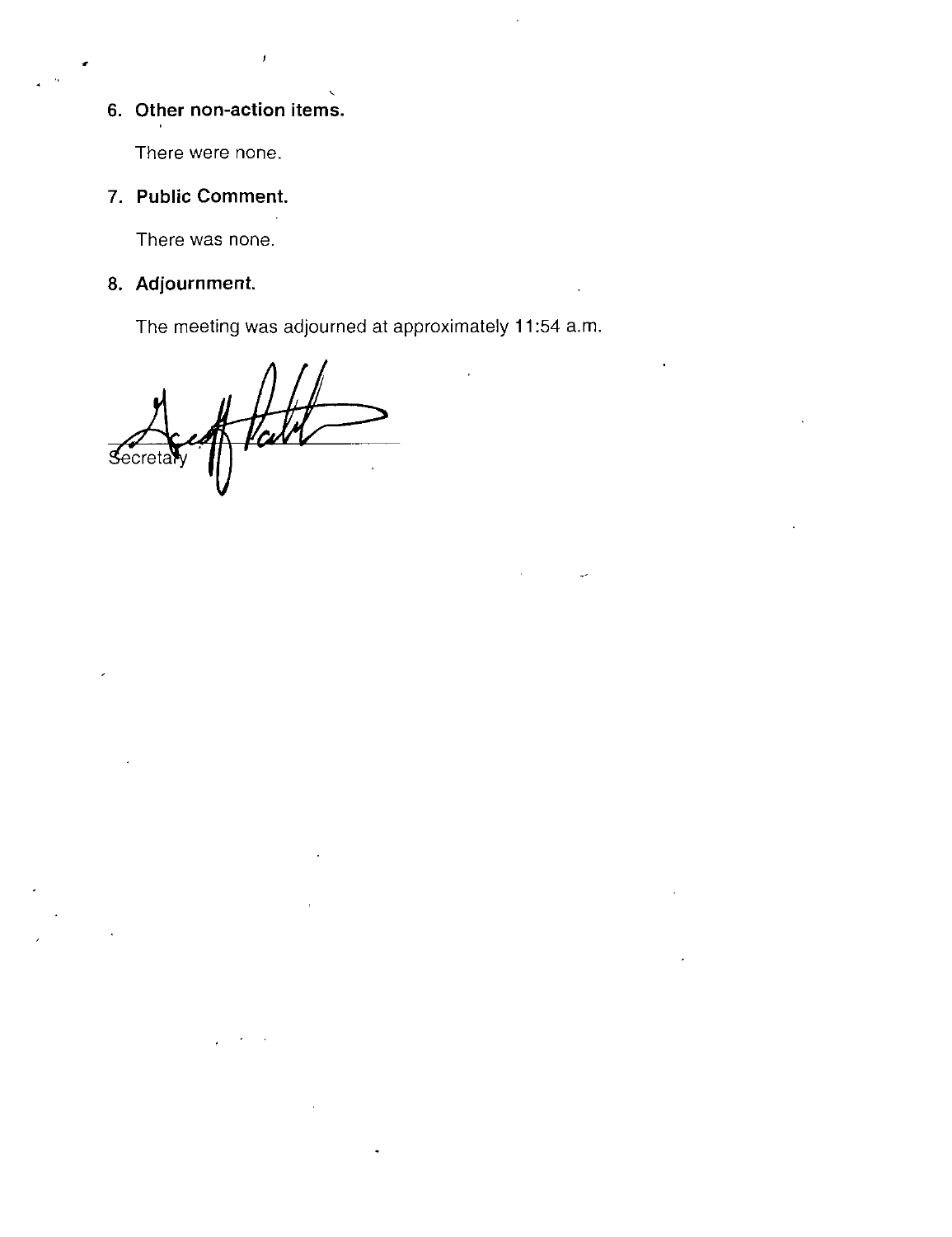6. **Other non-action items.**

   There were none.

7. **Public Comment.**

   There was none.

8. **Adjournment.**

   The meeting was adjourned at approximately 11:54 a.m.

Secretary